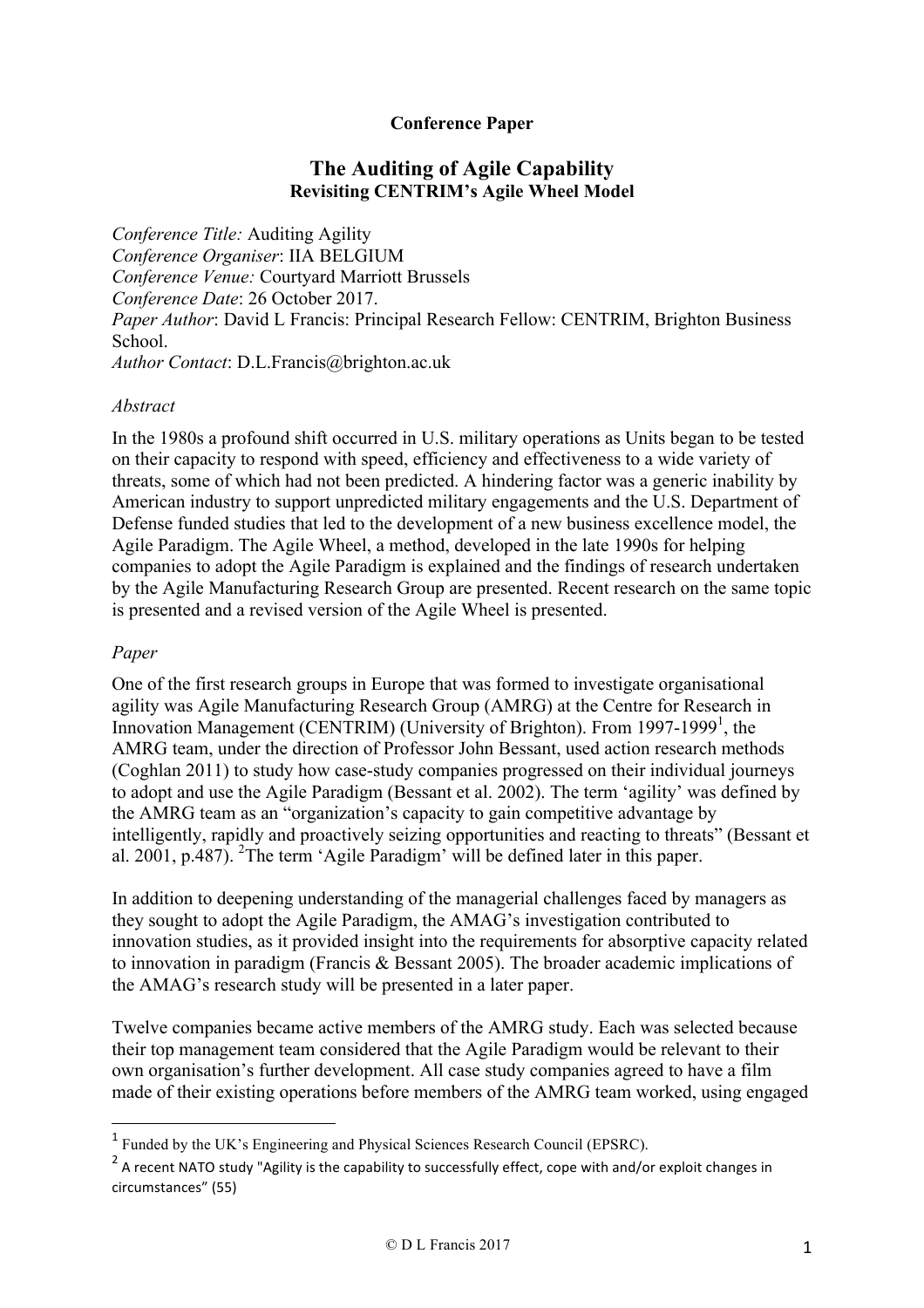**Conference Paper**

# The Auditing of Agile Capability

## Revisiting CENTRIM's Agile Wheel Model

*Conference Title:* Auditing Agility
*Conference Organiser*: IIA BELGIUM
*Conference Venue:* Courtyard Marriott Brussels
*Conference Date*: 26 October 2017.
*Paper Author*: David L Francis: Principal Research Fellow: CENTRIM, Brighton Business School.
*Author Contact*: D.L.Francis@brighton.ac.uk

*Abstract*

In the 1980s a profound shift occurred in U.S. military operations as Units began to be tested on their capacity to respond with speed, efficiency and effectiveness to a wide variety of threats, some of which had not been predicted. A hindering factor was a generic inability by American industry to support unpredicted military engagements and the U.S. Department of Defense funded studies that led to the development of a new business excellence model, the Agile Paradigm. The Agile Wheel, a method, developed in the late 1990s for helping companies to adopt the Agile Paradigm is explained and the findings of research undertaken by the Agile Manufacturing Research Group are presented. Recent research on the same topic is presented and a revised version of the Agile Wheel is presented.

*Paper*

One of the first research groups in Europe that was formed to investigate organisational agility was Agile Manufacturing Research Group (AMRG) at the Centre for Research in Innovation Management (CENTRIM) (University of Brighton). From 1997-1999[1], the AMRG team, under the direction of Professor John Bessant, used action research methods (Coghlan 2011) to study how case-study companies progressed on their individual journeys to adopt and use the Agile Paradigm (Bessant et al. 2002). The term 'agility' was defined by the AMRG team as an "organization's capacity to gain competitive advantage by intelligently, rapidly and proactively seizing opportunities and reacting to threats" (Bessant et al. 2001, p.487). [2]The term 'Agile Paradigm' will be defined later in this paper.

In addition to deepening understanding of the managerial challenges faced by managers as they sought to adopt the Agile Paradigm, the AMAG's investigation contributed to innovation studies, as it provided insight into the requirements for absorptive capacity related to innovation in paradigm (Francis & Bessant 2005). The broader academic implications of the AMAG's research study will be presented in a later paper.

Twelve companies became active members of the AMRG study. Each was selected because their top management team considered that the Agile Paradigm would be relevant to their own organisation's further development. All case study companies agreed to have a film made of their existing operations before members of the AMRG team worked, using engaged

---

[1] Funded by the UK's Engineering and Physical Sciences Research Council (EPSRC).

[2] A recent NATO study "Agility is the capability to successfully effect, cope with and/or exploit changes in circumstances" (55)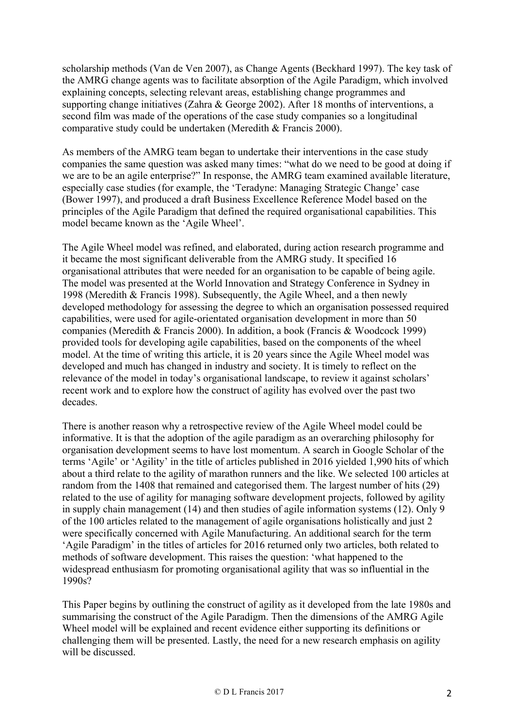scholarship methods (Van de Ven 2007), as Change Agents (Beckhard 1997). The key task of the AMRG change agents was to facilitate absorption of the Agile Paradigm, which involved explaining concepts, selecting relevant areas, establishing change programmes and supporting change initiatives (Zahra & George 2002). After 18 months of interventions, a second film was made of the operations of the case study companies so a longitudinal comparative study could be undertaken (Meredith & Francis 2000).

As members of the AMRG team began to undertake their interventions in the case study companies the same question was asked many times: "what do we need to be good at doing if we are to be an agile enterprise?" In response, the AMRG team examined available literature, especially case studies (for example, the 'Teradyne: Managing Strategic Change' case (Bower 1997), and produced a draft Business Excellence Reference Model based on the principles of the Agile Paradigm that defined the required organisational capabilities. This model became known as the 'Agile Wheel'.

The Agile Wheel model was refined, and elaborated, during action research programme and it became the most significant deliverable from the AMRG study. It specified 16 organisational attributes that were needed for an organisation to be capable of being agile. The model was presented at the World Innovation and Strategy Conference in Sydney in 1998 (Meredith & Francis 1998). Subsequently, the Agile Wheel, and a then newly developed methodology for assessing the degree to which an organisation possessed required capabilities, were used for agile-orientated organisation development in more than 50 companies (Meredith & Francis 2000). In addition, a book (Francis & Woodcock 1999) provided tools for developing agile capabilities, based on the components of the wheel model. At the time of writing this article, it is 20 years since the Agile Wheel model was developed and much has changed in industry and society. It is timely to reflect on the relevance of the model in today's organisational landscape, to review it against scholars' recent work and to explore how the construct of agility has evolved over the past two decades.

There is another reason why a retrospective review of the Agile Wheel model could be informative. It is that the adoption of the agile paradigm as an overarching philosophy for organisation development seems to have lost momentum. A search in Google Scholar of the terms 'Agile' or 'Agility' in the title of articles published in 2016 yielded 1,990 hits of which about a third relate to the agility of marathon runners and the like. We selected 100 articles at random from the 1408 that remained and categorised them. The largest number of hits (29) related to the use of agility for managing software development projects, followed by agility in supply chain management (14) and then studies of agile information systems (12). Only 9 of the 100 articles related to the management of agile organisations holistically and just 2 were specifically concerned with Agile Manufacturing. An additional search for the term 'Agile Paradigm' in the titles of articles for 2016 returned only two articles, both related to methods of software development. This raises the question: 'what happened to the widespread enthusiasm for promoting organisational agility that was so influential in the 1990s?

This Paper begins by outlining the construct of agility as it developed from the late 1980s and summarising the construct of the Agile Paradigm. Then the dimensions of the AMRG Agile Wheel model will be explained and recent evidence either supporting its definitions or challenging them will be presented. Lastly, the need for a new research emphasis on agility will be discussed.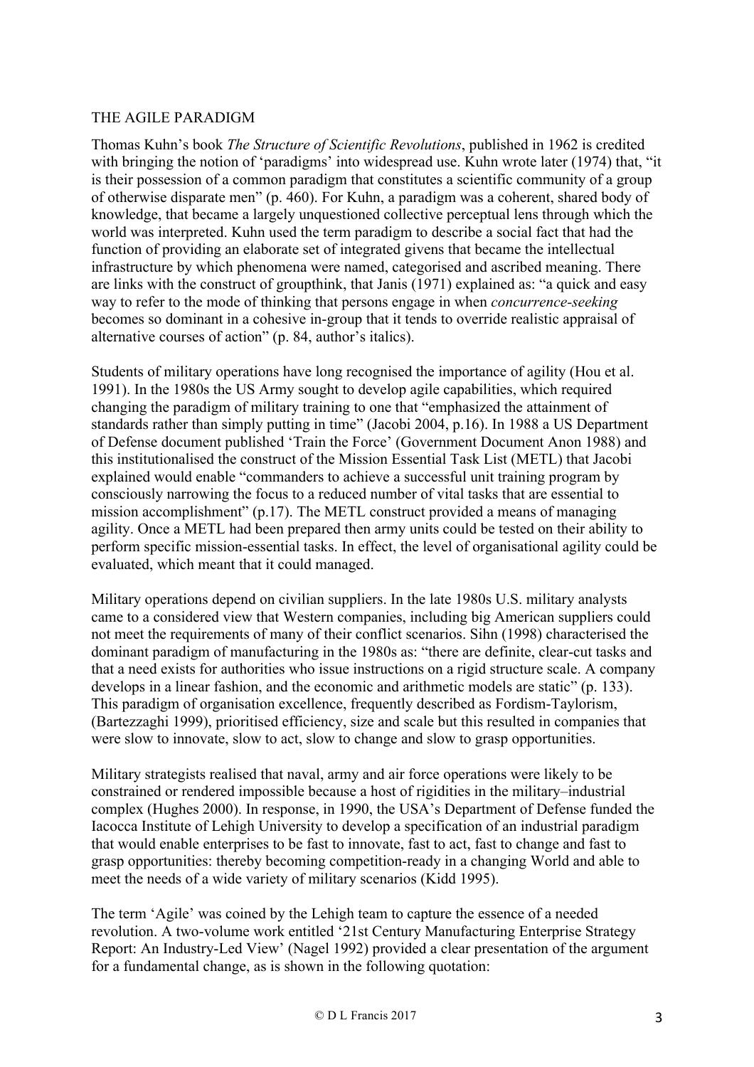## THE AGILE PARADIGM

Thomas Kuhn's book *The Structure of Scientific Revolutions*, published in 1962 is credited with bringing the notion of 'paradigms' into widespread use. Kuhn wrote later (1974) that, "it is their possession of a common paradigm that constitutes a scientific community of a group of otherwise disparate men" (p. 460). For Kuhn, a paradigm was a coherent, shared body of knowledge, that became a largely unquestioned collective perceptual lens through which the world was interpreted. Kuhn used the term paradigm to describe a social fact that had the function of providing an elaborate set of integrated givens that became the intellectual infrastructure by which phenomena were named, categorised and ascribed meaning. There are links with the construct of groupthink, that Janis (1971) explained as: "a quick and easy way to refer to the mode of thinking that persons engage in when *concurrence-seeking* becomes so dominant in a cohesive in-group that it tends to override realistic appraisal of alternative courses of action" (p. 84, author's italics).

Students of military operations have long recognised the importance of agility (Hou et al. 1991). In the 1980s the US Army sought to develop agile capabilities, which required changing the paradigm of military training to one that "emphasized the attainment of standards rather than simply putting in time" (Jacobi 2004, p.16). In 1988 a US Department of Defense document published 'Train the Force' (Government Document Anon 1988) and this institutionalised the construct of the Mission Essential Task List (METL) that Jacobi explained would enable "commanders to achieve a successful unit training program by consciously narrowing the focus to a reduced number of vital tasks that are essential to mission accomplishment" (p.17). The METL construct provided a means of managing agility. Once a METL had been prepared then army units could be tested on their ability to perform specific mission-essential tasks. In effect, the level of organisational agility could be evaluated, which meant that it could managed.

Military operations depend on civilian suppliers. In the late 1980s U.S. military analysts came to a considered view that Western companies, including big American suppliers could not meet the requirements of many of their conflict scenarios. Sihn (1998) characterised the dominant paradigm of manufacturing in the 1980s as: "there are definite, clear-cut tasks and that a need exists for authorities who issue instructions on a rigid structure scale. A company develops in a linear fashion, and the economic and arithmetic models are static" (p. 133). This paradigm of organisation excellence, frequently described as Fordism-Taylorism, (Bartezzaghi 1999), prioritised efficiency, size and scale but this resulted in companies that were slow to innovate, slow to act, slow to change and slow to grasp opportunities.

Military strategists realised that naval, army and air force operations were likely to be constrained or rendered impossible because a host of rigidities in the military–industrial complex (Hughes 2000). In response, in 1990, the USA's Department of Defense funded the Iacocca Institute of Lehigh University to develop a specification of an industrial paradigm that would enable enterprises to be fast to innovate, fast to act, fast to change and fast to grasp opportunities: thereby becoming competition-ready in a changing World and able to meet the needs of a wide variety of military scenarios (Kidd 1995).

The term 'Agile' was coined by the Lehigh team to capture the essence of a needed revolution. A two-volume work entitled '21st Century Manufacturing Enterprise Strategy Report: An Industry-Led View' (Nagel 1992) provided a clear presentation of the argument for a fundamental change, as is shown in the following quotation: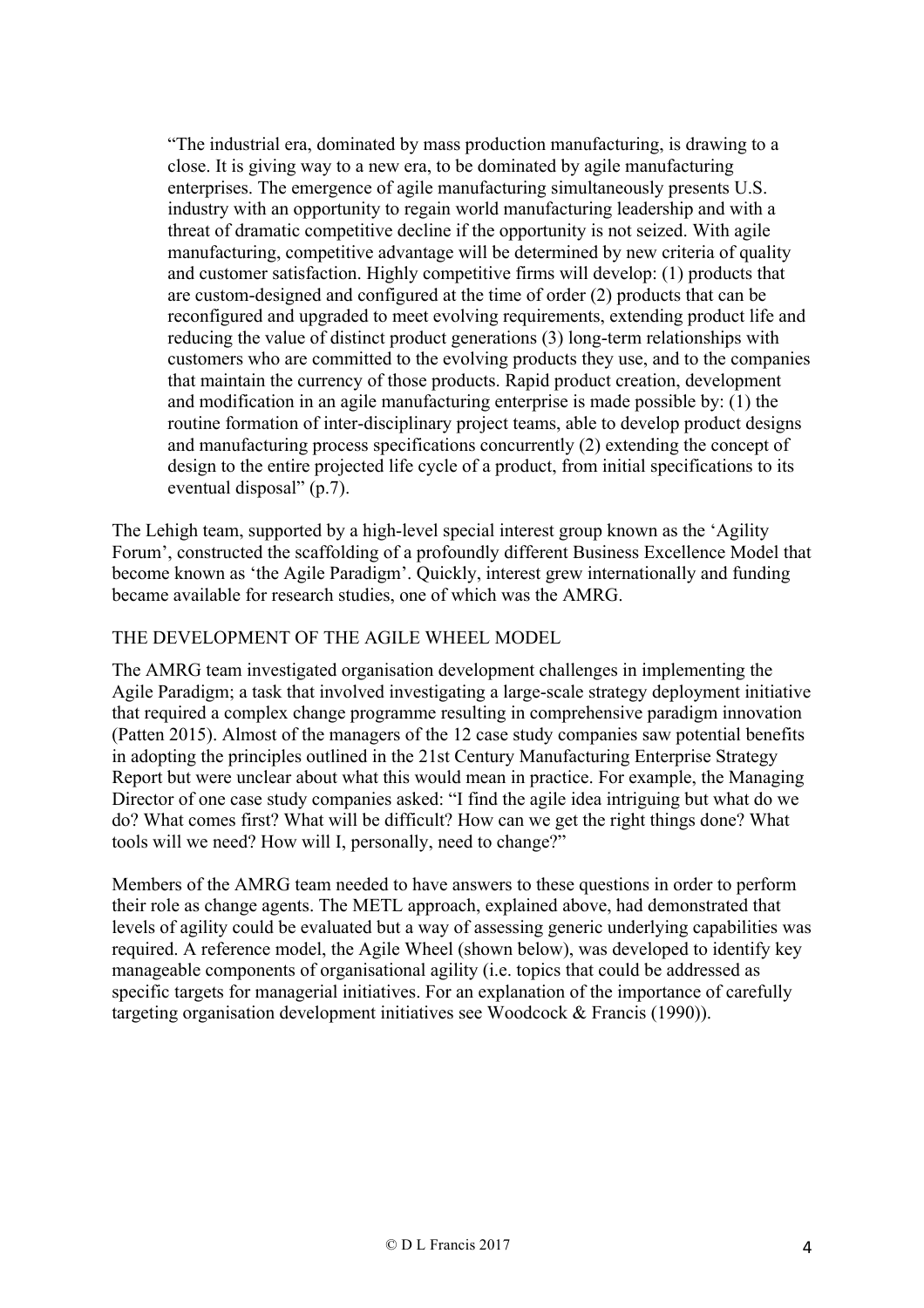> "The industrial era, dominated by mass production manufacturing, is drawing to a close. It is giving way to a new era, to be dominated by agile manufacturing enterprises. The emergence of agile manufacturing simultaneously presents U.S. industry with an opportunity to regain world manufacturing leadership and with a threat of dramatic competitive decline if the opportunity is not seized. With agile manufacturing, competitive advantage will be determined by new criteria of quality and customer satisfaction. Highly competitive firms will develop: (1) products that are custom-designed and configured at the time of order (2) products that can be reconfigured and upgraded to meet evolving requirements, extending product life and reducing the value of distinct product generations (3) long-term relationships with customers who are committed to the evolving products they use, and to the companies that maintain the currency of those products. Rapid product creation, development and modification in an agile manufacturing enterprise is made possible by: (1) the routine formation of inter-disciplinary project teams, able to develop product designs and manufacturing process specifications concurrently (2) extending the concept of design to the entire projected life cycle of a product, from initial specifications to its eventual disposal" (p.7).

The Lehigh team, supported by a high-level special interest group known as the 'Agility Forum', constructed the scaffolding of a profoundly different Business Excellence Model that become known as 'the Agile Paradigm'. Quickly, interest grew internationally and funding became available for research studies, one of which was the AMRG.

## THE DEVELOPMENT OF THE AGILE WHEEL MODEL

The AMRG team investigated organisation development challenges in implementing the Agile Paradigm; a task that involved investigating a large-scale strategy deployment initiative that required a complex change programme resulting in comprehensive paradigm innovation (Patten 2015). Almost of the managers of the 12 case study companies saw potential benefits in adopting the principles outlined in the 21st Century Manufacturing Enterprise Strategy Report but were unclear about what this would mean in practice. For example, the Managing Director of one case study companies asked: "I find the agile idea intriguing but what do we do? What comes first? What will be difficult? How can we get the right things done? What tools will we need? How will I, personally, need to change?"

Members of the AMRG team needed to have answers to these questions in order to perform their role as change agents. The METL approach, explained above, had demonstrated that levels of agility could be evaluated but a way of assessing generic underlying capabilities was required. A reference model, the Agile Wheel (shown below), was developed to identify key manageable components of organisational agility (i.e. topics that could be addressed as specific targets for managerial initiatives. For an explanation of the importance of carefully targeting organisation development initiatives see Woodcock & Francis (1990)).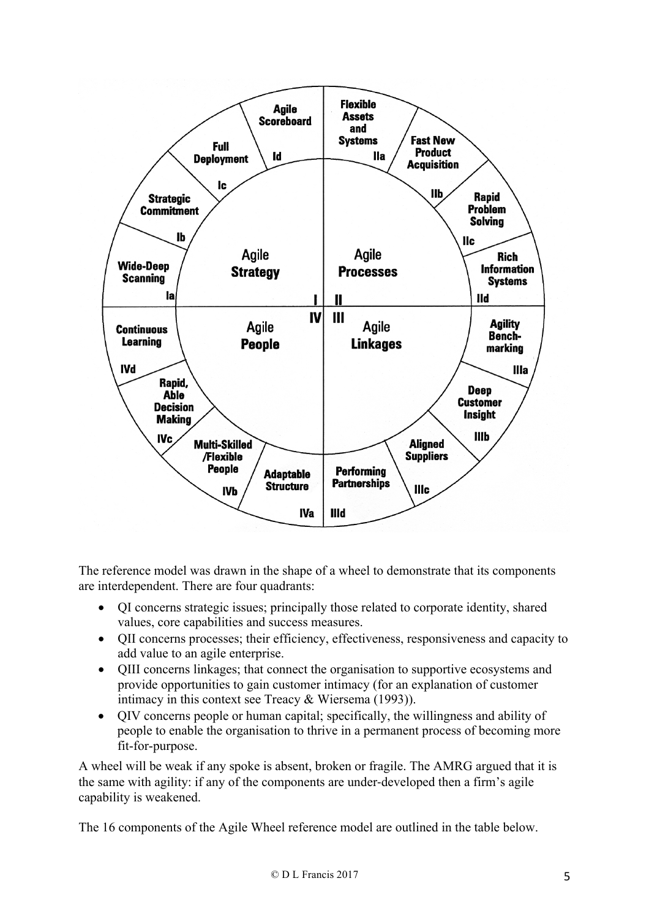The reference model was drawn in the shape of a wheel to demonstrate that its components are interdependent. There are four quadrants:

- QI concerns strategic issues; principally those related to corporate identity, shared values, core capabilities and success measures.
- QII concerns processes; their efficiency, effectiveness, responsiveness and capacity to add value to an agile enterprise.
- QIII concerns linkages; that connect the organisation to supportive ecosystems and provide opportunities to gain customer intimacy (for an explanation of customer intimacy in this context see Treacy & Wiersema (1993)).
- QIV concerns people or human capital; specifically, the willingness and ability of people to enable the organisation to thrive in a permanent process of becoming more fit-for-purpose.

A wheel will be weak if any spoke is absent, broken or fragile. The AMRG argued that it is the same with agility: if any of the components are under-developed then a firm's agile capability is weakened.

The 16 components of the Agile Wheel reference model are outlined in the table below.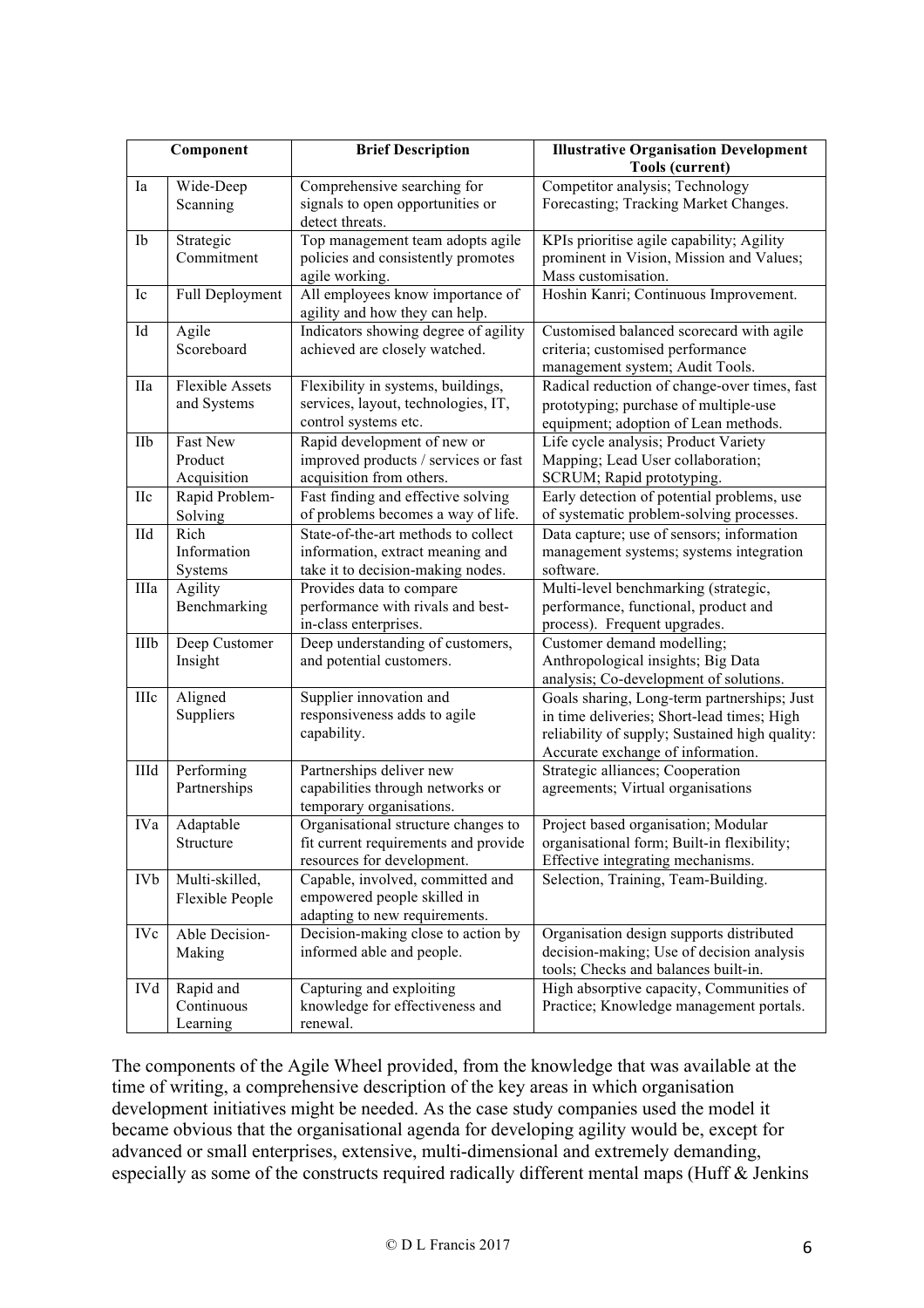| Component | | Brief Description | Illustrative Organisation Development Tools (current) |
|---|---|---|---|
| Ia | Wide-Deep Scanning | Comprehensive searching for signals to open opportunities or detect threats. | Competitor analysis; Technology Forecasting; Tracking Market Changes. |
| Ib | Strategic Commitment | Top management team adopts agile policies and consistently promotes agile working. | KPIs prioritise agile capability; Agility prominent in Vision, Mission and Values; Mass customisation. |
| Ic | Full Deployment | All employees know importance of agility and how they can help. | Hoshin Kanri; Continuous Improvement. |
| Id | Agile Scoreboard | Indicators showing degree of agility achieved are closely watched. | Customised balanced scorecard with agile criteria; customised performance management system; Audit Tools. |
| IIa | Flexible Assets and Systems | Flexibility in systems, buildings, services, layout, technologies, IT, control systems etc. | Radical reduction of change-over times, fast prototyping; purchase of multiple-use equipment; adoption of Lean methods. |
| IIb | Fast New Product Acquisition | Rapid development of new or improved products / services or fast acquisition from others. | Life cycle analysis; Product Variety Mapping; Lead User collaboration; SCRUM; Rapid prototyping. |
| IIc | Rapid Problem-Solving | Fast finding and effective solving of problems becomes a way of life. | Early detection of potential problems, use of systematic problem-solving processes. |
| IId | Rich Information Systems | State-of-the-art methods to collect information, extract meaning and take it to decision-making nodes. | Data capture; use of sensors; information management systems; systems integration software. |
| IIIa | Agility Benchmarking | Provides data to compare performance with rivals and best-in-class enterprises. | Multi-level benchmarking (strategic, performance, functional, product and process). Frequent upgrades. |
| IIIb | Deep Customer Insight | Deep understanding of customers, and potential customers. | Customer demand modelling; Anthropological insights; Big Data analysis; Co-development of solutions. |
| IIIc | Aligned Suppliers | Supplier innovation and responsiveness adds to agile capability. | Goals sharing, Long-term partnerships; Just in time deliveries; Short-lead times; High reliability of supply; Sustained high quality: Accurate exchange of information. |
| IIId | Performing Partnerships | Partnerships deliver new capabilities through networks or temporary organisations. | Strategic alliances; Cooperation agreements; Virtual organisations |
| IVa | Adaptable Structure | Organisational structure changes to fit current requirements and provide resources for development. | Project based organisation; Modular organisational form; Built-in flexibility; Effective integrating mechanisms. |
| IVb | Multi-skilled, Flexible People | Capable, involved, committed and empowered people skilled in adapting to new requirements. | Selection, Training, Team-Building. |
| IVc | Able Decision-Making | Decision-making close to action by informed able and people. | Organisation design supports distributed decision-making; Use of decision analysis tools; Checks and balances built-in. |
| IVd | Rapid and Continuous Learning | Capturing and exploiting knowledge for effectiveness and renewal. | High absorptive capacity, Communities of Practice; Knowledge management portals. |

The components of the Agile Wheel provided, from the knowledge that was available at the time of writing, a comprehensive description of the key areas in which organisation development initiatives might be needed. As the case study companies used the model it became obvious that the organisational agenda for developing agility would be, except for advanced or small enterprises, extensive, multi-dimensional and extremely demanding, especially as some of the constructs required radically different mental maps (Huff & Jenkins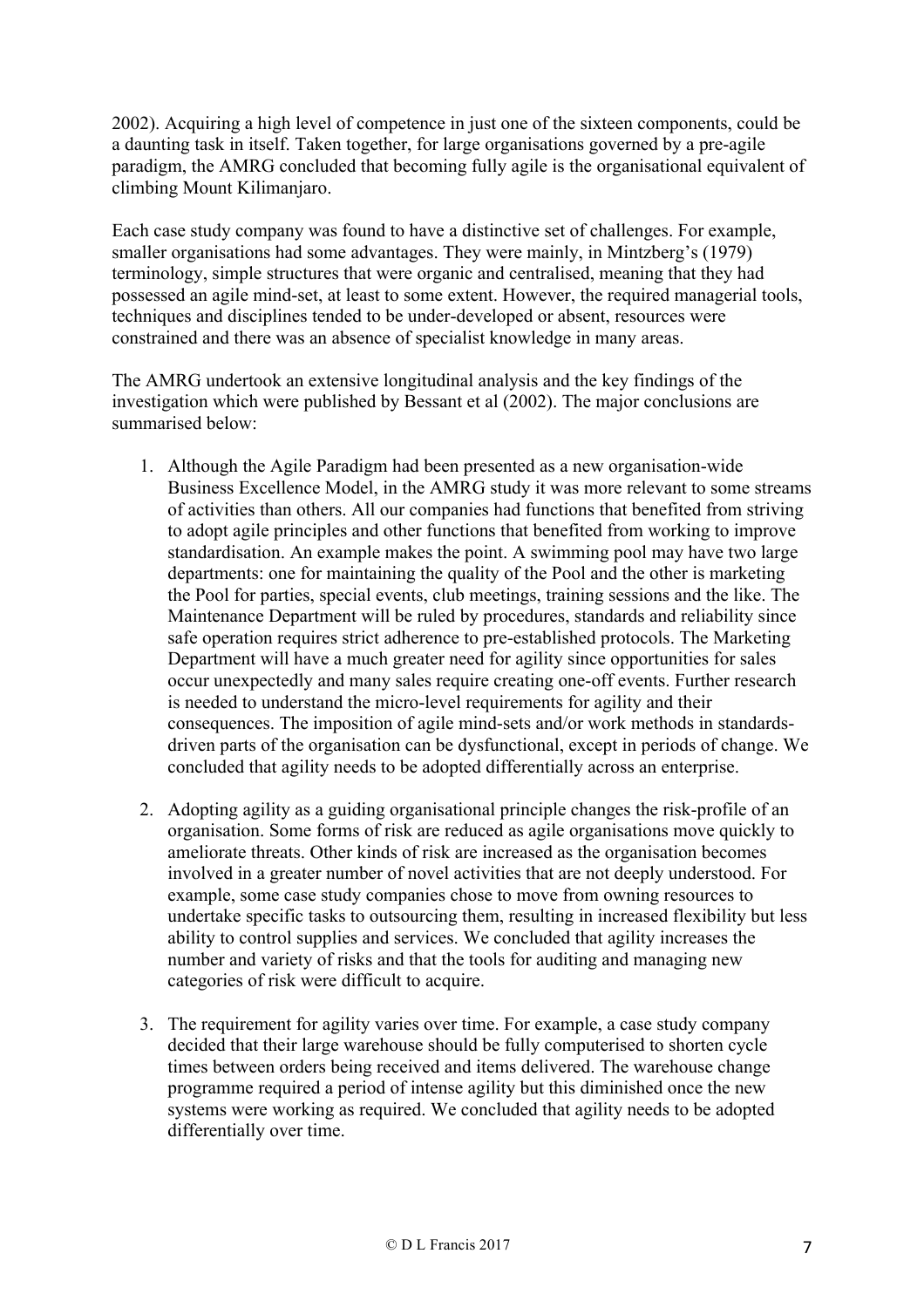2002). Acquiring a high level of competence in just one of the sixteen components, could be a daunting task in itself. Taken together, for large organisations governed by a pre-agile paradigm, the AMRG concluded that becoming fully agile is the organisational equivalent of climbing Mount Kilimanjaro.

Each case study company was found to have a distinctive set of challenges. For example, smaller organisations had some advantages. They were mainly, in Mintzberg's (1979) terminology, simple structures that were organic and centralised, meaning that they had possessed an agile mind-set, at least to some extent. However, the required managerial tools, techniques and disciplines tended to be under-developed or absent, resources were constrained and there was an absence of specialist knowledge in many areas.

The AMRG undertook an extensive longitudinal analysis and the key findings of the investigation which were published by Bessant et al (2002). The major conclusions are summarised below:

1. Although the Agile Paradigm had been presented as a new organisation-wide Business Excellence Model, in the AMRG study it was more relevant to some streams of activities than others. All our companies had functions that benefited from striving to adopt agile principles and other functions that benefited from working to improve standardisation. An example makes the point. A swimming pool may have two large departments: one for maintaining the quality of the Pool and the other is marketing the Pool for parties, special events, club meetings, training sessions and the like. The Maintenance Department will be ruled by procedures, standards and reliability since safe operation requires strict adherence to pre-established protocols. The Marketing Department will have a much greater need for agility since opportunities for sales occur unexpectedly and many sales require creating one-off events. Further research is needed to understand the micro-level requirements for agility and their consequences. The imposition of agile mind-sets and/or work methods in standards-driven parts of the organisation can be dysfunctional, except in periods of change. We concluded that agility needs to be adopted differentially across an enterprise.

2. Adopting agility as a guiding organisational principle changes the risk-profile of an organisation. Some forms of risk are reduced as agile organisations move quickly to ameliorate threats. Other kinds of risk are increased as the organisation becomes involved in a greater number of novel activities that are not deeply understood. For example, some case study companies chose to move from owning resources to undertake specific tasks to outsourcing them, resulting in increased flexibility but less ability to control supplies and services. We concluded that agility increases the number and variety of risks and that the tools for auditing and managing new categories of risk were difficult to acquire.

3. The requirement for agility varies over time. For example, a case study company decided that their large warehouse should be fully computerised to shorten cycle times between orders being received and items delivered. The warehouse change programme required a period of intense agility but this diminished once the new systems were working as required. We concluded that agility needs to be adopted differentially over time.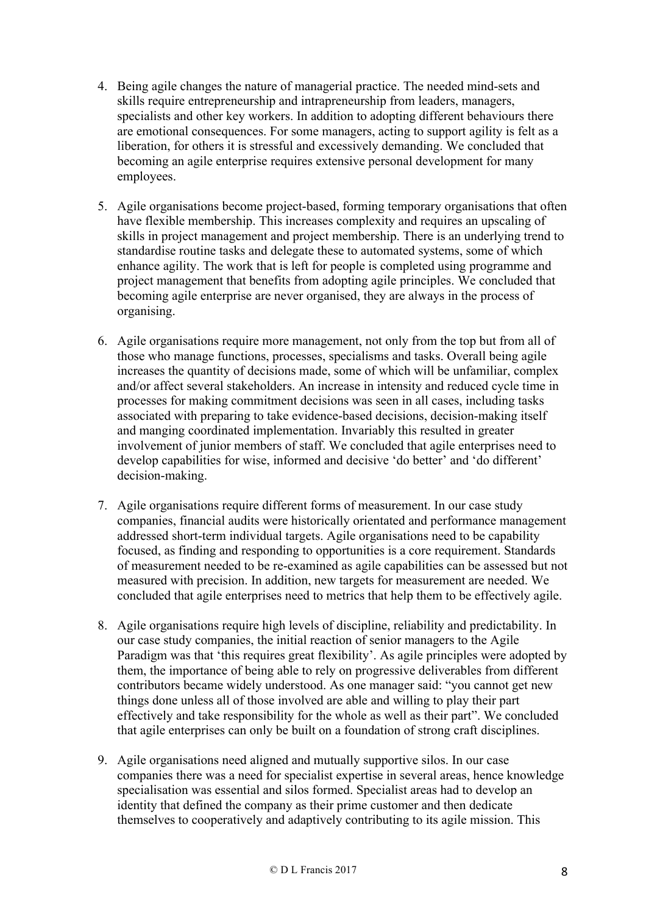4. Being agile changes the nature of managerial practice. The needed mind-sets and skills require entrepreneurship and intrapreneurship from leaders, managers, specialists and other key workers. In addition to adopting different behaviours there are emotional consequences. For some managers, acting to support agility is felt as a liberation, for others it is stressful and excessively demanding. We concluded that becoming an agile enterprise requires extensive personal development for many employees.

5. Agile organisations become project-based, forming temporary organisations that often have flexible membership. This increases complexity and requires an upscaling of skills in project management and project membership. There is an underlying trend to standardise routine tasks and delegate these to automated systems, some of which enhance agility. The work that is left for people is completed using programme and project management that benefits from adopting agile principles. We concluded that becoming agile enterprise are never organised, they are always in the process of organising.

6. Agile organisations require more management, not only from the top but from all of those who manage functions, processes, specialisms and tasks. Overall being agile increases the quantity of decisions made, some of which will be unfamiliar, complex and/or affect several stakeholders. An increase in intensity and reduced cycle time in processes for making commitment decisions was seen in all cases, including tasks associated with preparing to take evidence-based decisions, decision-making itself and manging coordinated implementation. Invariably this resulted in greater involvement of junior members of staff. We concluded that agile enterprises need to develop capabilities for wise, informed and decisive 'do better' and 'do different' decision-making.

7. Agile organisations require different forms of measurement. In our case study companies, financial audits were historically orientated and performance management addressed short-term individual targets. Agile organisations need to be capability focused, as finding and responding to opportunities is a core requirement. Standards of measurement needed to be re-examined as agile capabilities can be assessed but not measured with precision. In addition, new targets for measurement are needed. We concluded that agile enterprises need to metrics that help them to be effectively agile.

8. Agile organisations require high levels of discipline, reliability and predictability. In our case study companies, the initial reaction of senior managers to the Agile Paradigm was that 'this requires great flexibility'. As agile principles were adopted by them, the importance of being able to rely on progressive deliverables from different contributors became widely understood. As one manager said: "you cannot get new things done unless all of those involved are able and willing to play their part effectively and take responsibility for the whole as well as their part". We concluded that agile enterprises can only be built on a foundation of strong craft disciplines.

9. Agile organisations need aligned and mutually supportive silos. In our case companies there was a need for specialist expertise in several areas, hence knowledge specialisation was essential and silos formed. Specialist areas had to develop an identity that defined the company as their prime customer and then dedicate themselves to cooperatively and adaptively contributing to its agile mission. This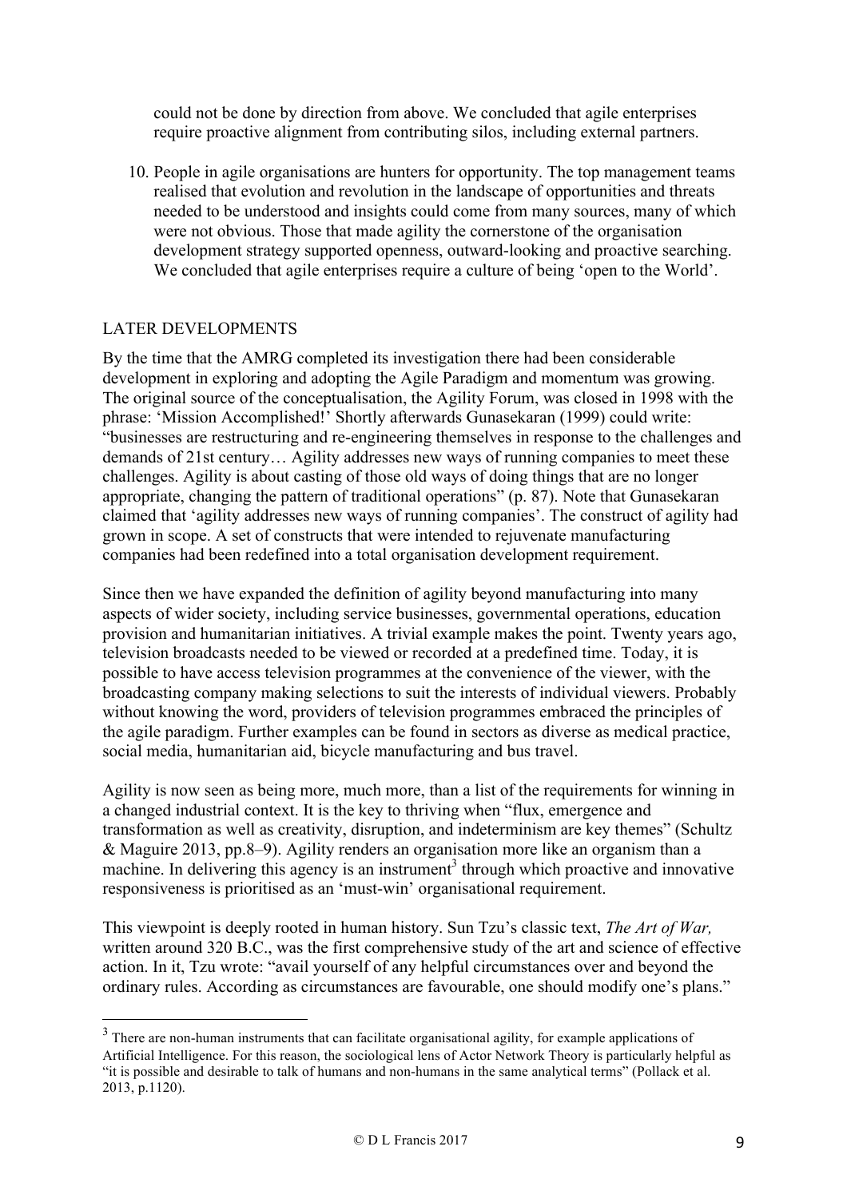could not be done by direction from above. We concluded that agile enterprises require proactive alignment from contributing silos, including external partners.

10. People in agile organisations are hunters for opportunity. The top management teams realised that evolution and revolution in the landscape of opportunities and threats needed to be understood and insights could come from many sources, many of which were not obvious. Those that made agility the cornerstone of the organisation development strategy supported openness, outward-looking and proactive searching. We concluded that agile enterprises require a culture of being 'open to the World'.

## LATER DEVELOPMENTS

By the time that the AMRG completed its investigation there had been considerable development in exploring and adopting the Agile Paradigm and momentum was growing. The original source of the conceptualisation, the Agility Forum, was closed in 1998 with the phrase: 'Mission Accomplished!' Shortly afterwards Gunasekaran (1999) could write: "businesses are restructuring and re-engineering themselves in response to the challenges and demands of 21st century… Agility addresses new ways of running companies to meet these challenges. Agility is about casting of those old ways of doing things that are no longer appropriate, changing the pattern of traditional operations" (p. 87). Note that Gunasekaran claimed that 'agility addresses new ways of running companies'. The construct of agility had grown in scope. A set of constructs that were intended to rejuvenate manufacturing companies had been redefined into a total organisation development requirement.

Since then we have expanded the definition of agility beyond manufacturing into many aspects of wider society, including service businesses, governmental operations, education provision and humanitarian initiatives. A trivial example makes the point. Twenty years ago, television broadcasts needed to be viewed or recorded at a predefined time. Today, it is possible to have access television programmes at the convenience of the viewer, with the broadcasting company making selections to suit the interests of individual viewers. Probably without knowing the word, providers of television programmes embraced the principles of the agile paradigm. Further examples can be found in sectors as diverse as medical practice, social media, humanitarian aid, bicycle manufacturing and bus travel.

Agility is now seen as being more, much more, than a list of the requirements for winning in a changed industrial context. It is the key to thriving when "flux, emergence and transformation as well as creativity, disruption, and indeterminism are key themes" (Schultz & Maguire 2013, pp.8–9). Agility renders an organisation more like an organism than a machine. In delivering this agency is an instrument[3] through which proactive and innovative responsiveness is prioritised as an 'must-win' organisational requirement.

This viewpoint is deeply rooted in human history. Sun Tzu's classic text, *The Art of War,* written around 320 B.C., was the first comprehensive study of the art and science of effective action. In it, Tzu wrote: "avail yourself of any helpful circumstances over and beyond the ordinary rules. According as circumstances are favourable, one should modify one's plans."

---

[3] There are non-human instruments that can facilitate organisational agility, for example applications of Artificial Intelligence. For this reason, the sociological lens of Actor Network Theory is particularly helpful as "it is possible and desirable to talk of humans and non-humans in the same analytical terms" (Pollack et al. 2013, p.1120).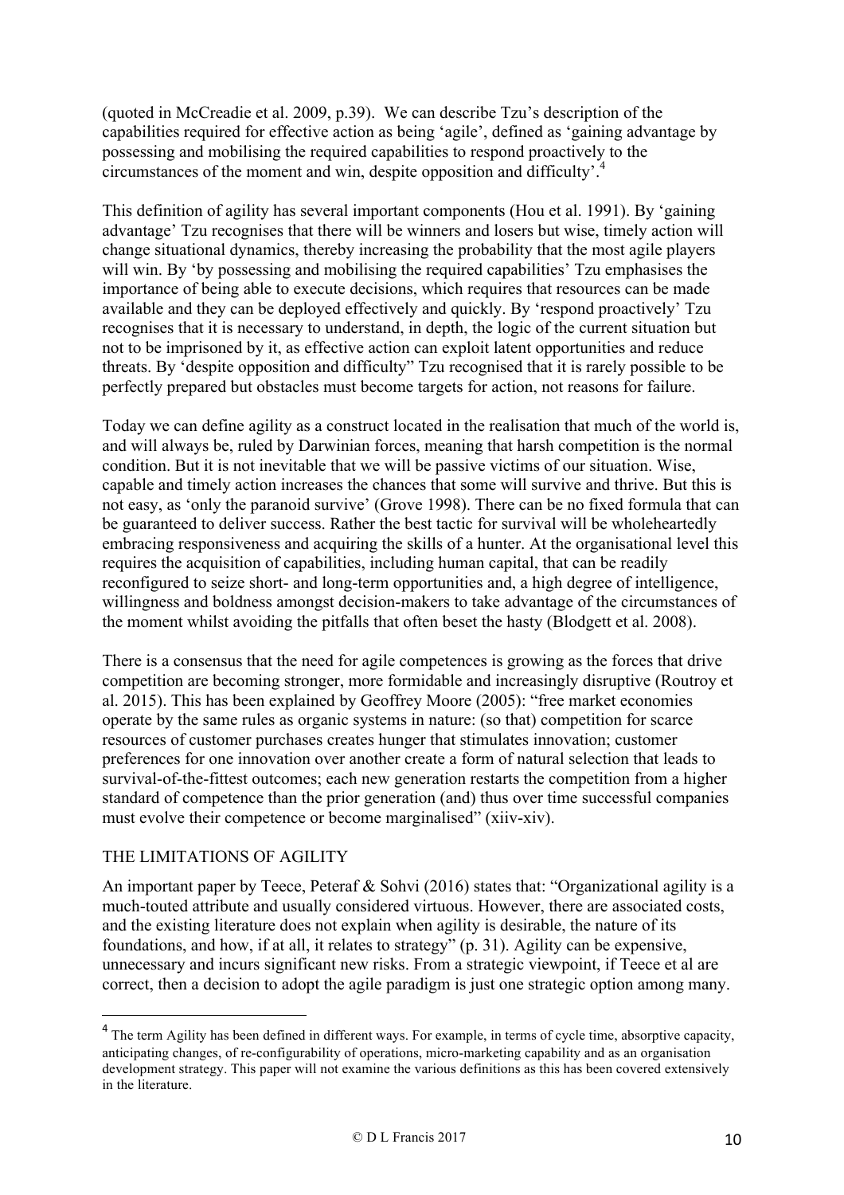(quoted in McCreadie et al. 2009, p.39). We can describe Tzu's description of the capabilities required for effective action as being 'agile', defined as 'gaining advantage by possessing and mobilising the required capabilities to respond proactively to the circumstances of the moment and win, despite opposition and difficulty'.[4]

This definition of agility has several important components (Hou et al. 1991). By 'gaining advantage' Tzu recognises that there will be winners and losers but wise, timely action will change situational dynamics, thereby increasing the probability that the most agile players will win. By 'by possessing and mobilising the required capabilities' Tzu emphasises the importance of being able to execute decisions, which requires that resources can be made available and they can be deployed effectively and quickly. By 'respond proactively' Tzu recognises that it is necessary to understand, in depth, the logic of the current situation but not to be imprisoned by it, as effective action can exploit latent opportunities and reduce threats. By 'despite opposition and difficulty" Tzu recognised that it is rarely possible to be perfectly prepared but obstacles must become targets for action, not reasons for failure.

Today we can define agility as a construct located in the realisation that much of the world is, and will always be, ruled by Darwinian forces, meaning that harsh competition is the normal condition. But it is not inevitable that we will be passive victims of our situation. Wise, capable and timely action increases the chances that some will survive and thrive. But this is not easy, as 'only the paranoid survive' (Grove 1998). There can be no fixed formula that can be guaranteed to deliver success. Rather the best tactic for survival will be wholeheartedly embracing responsiveness and acquiring the skills of a hunter. At the organisational level this requires the acquisition of capabilities, including human capital, that can be readily reconfigured to seize short- and long-term opportunities and, a high degree of intelligence, willingness and boldness amongst decision-makers to take advantage of the circumstances of the moment whilst avoiding the pitfalls that often beset the hasty (Blodgett et al. 2008).

There is a consensus that the need for agile competences is growing as the forces that drive competition are becoming stronger, more formidable and increasingly disruptive (Routroy et al. 2015). This has been explained by Geoffrey Moore (2005): "free market economies operate by the same rules as organic systems in nature: (so that) competition for scarce resources of customer purchases creates hunger that stimulates innovation; customer preferences for one innovation over another create a form of natural selection that leads to survival-of-the-fittest outcomes; each new generation restarts the competition from a higher standard of competence than the prior generation (and) thus over time successful companies must evolve their competence or become marginalised" (xiiv-xiv).

## THE LIMITATIONS OF AGILITY

An important paper by Teece, Peteraf & Sohvi (2016) states that: "Organizational agility is a much-touted attribute and usually considered virtuous. However, there are associated costs, and the existing literature does not explain when agility is desirable, the nature of its foundations, and how, if at all, it relates to strategy" (p. 31). Agility can be expensive, unnecessary and incurs significant new risks. From a strategic viewpoint, if Teece et al are correct, then a decision to adopt the agile paradigm is just one strategic option among many.

---

[4] The term Agility has been defined in different ways. For example, in terms of cycle time, absorptive capacity, anticipating changes, of re-configurability of operations, micro-marketing capability and as an organisation development strategy. This paper will not examine the various definitions as this has been covered extensively in the literature.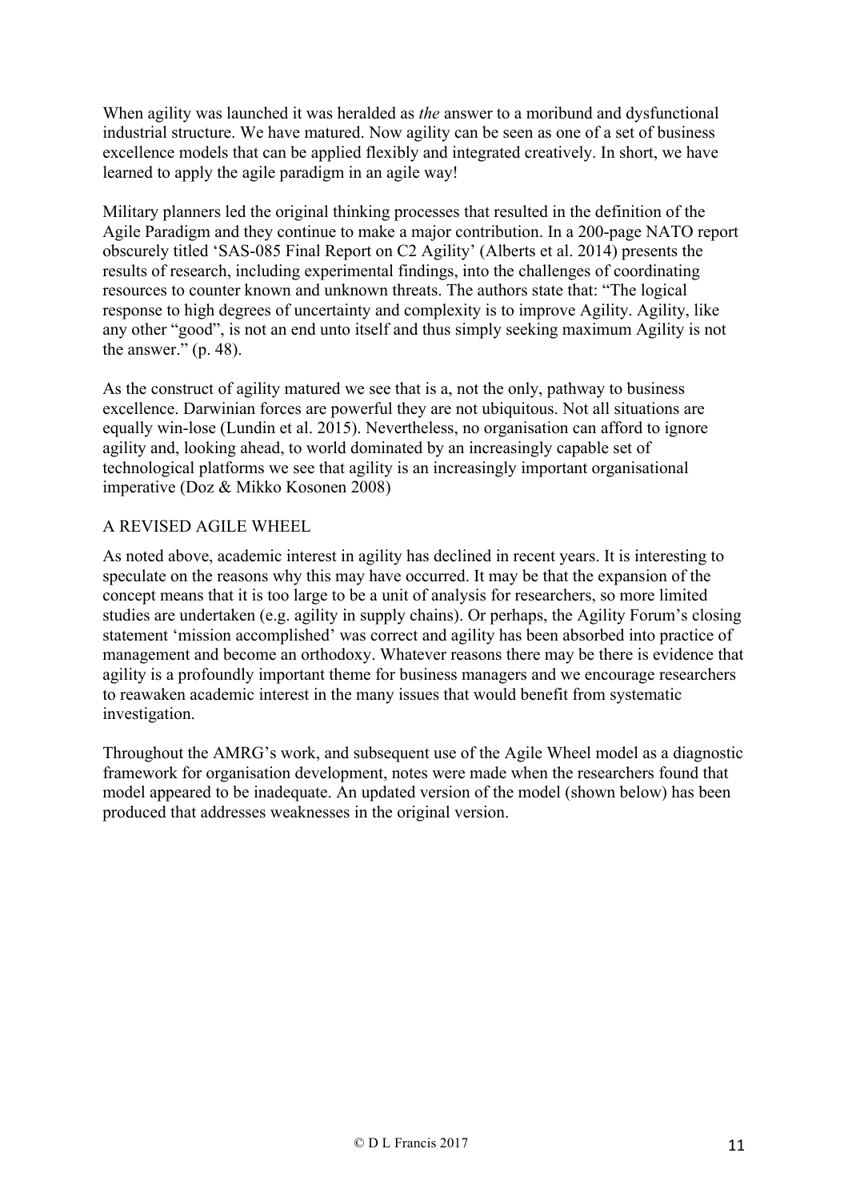When agility was launched it was heralded as *the* answer to a moribund and dysfunctional industrial structure. We have matured. Now agility can be seen as one of a set of business excellence models that can be applied flexibly and integrated creatively. In short, we have learned to apply the agile paradigm in an agile way!

Military planners led the original thinking processes that resulted in the definition of the Agile Paradigm and they continue to make a major contribution. In a 200-page NATO report obscurely titled 'SAS-085 Final Report on C2 Agility' (Alberts et al. 2014) presents the results of research, including experimental findings, into the challenges of coordinating resources to counter known and unknown threats. The authors state that: "The logical response to high degrees of uncertainty and complexity is to improve Agility. Agility, like any other "good", is not an end unto itself and thus simply seeking maximum Agility is not the answer." (p. 48).

As the construct of agility matured we see that is a, not the only, pathway to business excellence. Darwinian forces are powerful they are not ubiquitous. Not all situations are equally win-lose (Lundin et al. 2015). Nevertheless, no organisation can afford to ignore agility and, looking ahead, to world dominated by an increasingly capable set of technological platforms we see that agility is an increasingly important organisational imperative (Doz & Mikko Kosonen 2008)

## A REVISED AGILE WHEEL

As noted above, academic interest in agility has declined in recent years. It is interesting to speculate on the reasons why this may have occurred. It may be that the expansion of the concept means that it is too large to be a unit of analysis for researchers, so more limited studies are undertaken (e.g. agility in supply chains). Or perhaps, the Agility Forum's closing statement 'mission accomplished' was correct and agility has been absorbed into practice of management and become an orthodoxy. Whatever reasons there may be there is evidence that agility is a profoundly important theme for business managers and we encourage researchers to reawaken academic interest in the many issues that would benefit from systematic investigation.

Throughout the AMRG's work, and subsequent use of the Agile Wheel model as a diagnostic framework for organisation development, notes were made when the researchers found that model appeared to be inadequate. An updated version of the model (shown below) has been produced that addresses weaknesses in the original version.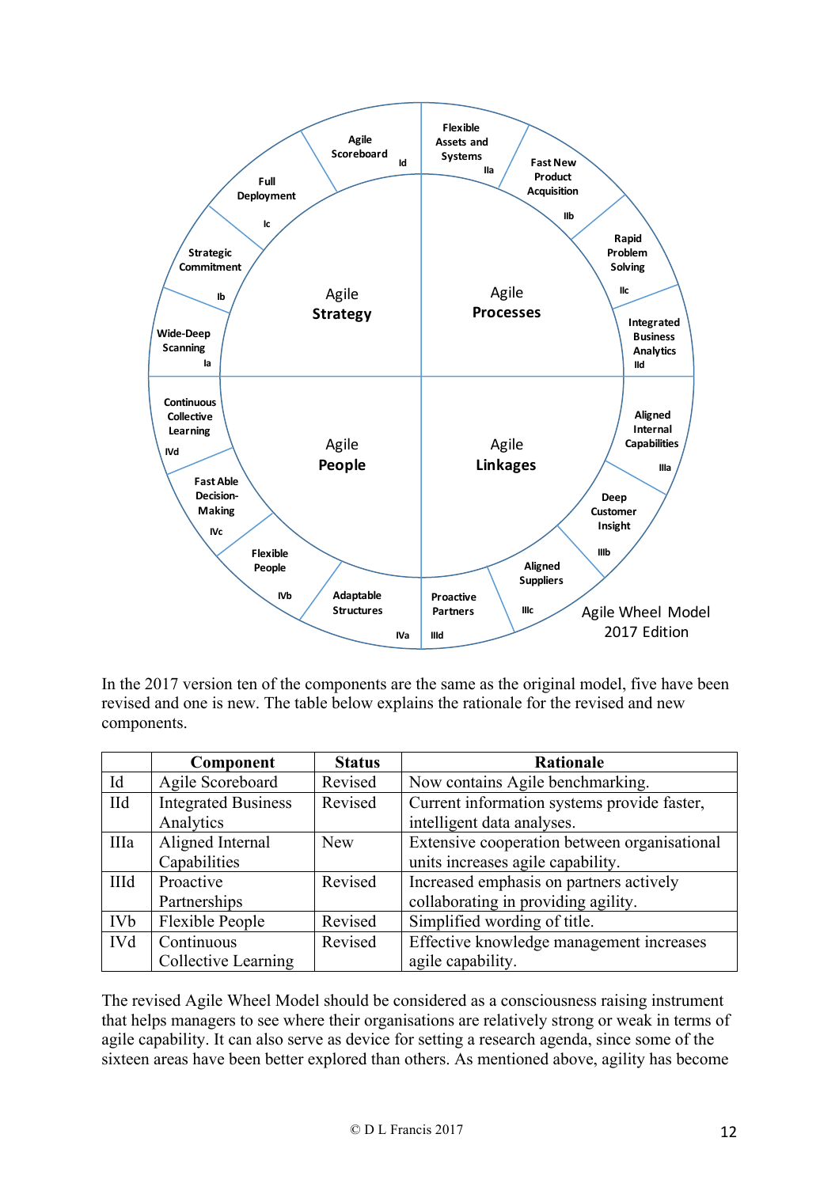Agile Wheel Model 2017 Edition

**Agile Strategy**
- Ia Wide-Deep Scanning
- Ib Strategic Commitment
- Ic Full Deployment
- Id Agile Scoreboard

**Agile Processes**
- IIa Flexible Assets and Systems
- IIb Fast New Product Acquisition
- IIc Rapid Problem Solving
- IId Integrated Business Analytics

**Agile Linkages**
- IIIa Aligned Internal Capabilities
- IIIb Deep Customer Insight
- IIIc Aligned Suppliers
- IIId Proactive Partners

**Agile People**
- IVa Adaptable Structures
- IVb Flexible People
- IVc Fast Able Decision-Making
- IVd Continuous Collective Learning

In the 2017 version ten of the components are the same as the original model, five have been revised and one is new. The table below explains the rationale for the revised and new components.

| | Component | Status | Rationale |
|---|---|---|---|
| Id | Agile Scoreboard | Revised | Now contains Agile benchmarking. |
| IId | Integrated Business Analytics | Revised | Current information systems provide faster, intelligent data analyses. |
| IIIa | Aligned Internal Capabilities | New | Extensive cooperation between organisational units increases agile capability. |
| IIId | Proactive Partnerships | Revised | Increased emphasis on partners actively collaborating in providing agility. |
| IVb | Flexible People | Revised | Simplified wording of title. |
| IVd | Continuous Collective Learning | Revised | Effective knowledge management increases agile capability. |

The revised Agile Wheel Model should be considered as a consciousness raising instrument that helps managers to see where their organisations are relatively strong or weak in terms of agile capability. It can also serve as device for setting a research agenda, since some of the sixteen areas have been better explored than others. As mentioned above, agility has become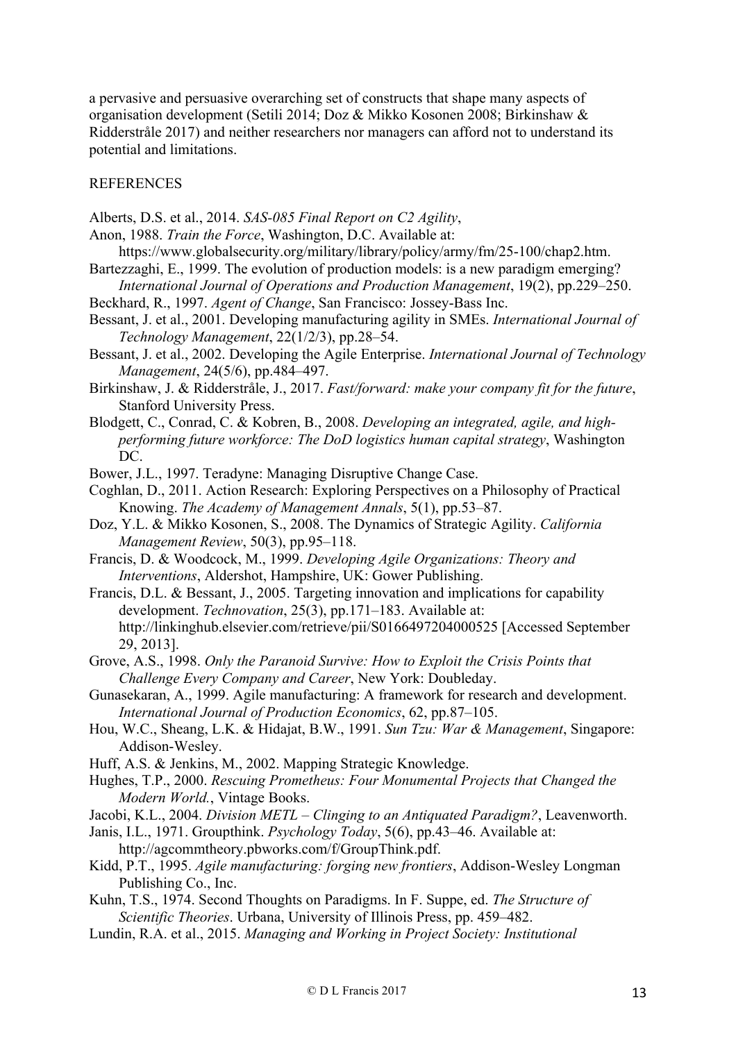a pervasive and persuasive overarching set of constructs that shape many aspects of organisation development (Setili 2014; Doz & Mikko Kosonen 2008; Birkinshaw & Ridderstråle 2017) and neither researchers nor managers can afford not to understand its potential and limitations.

## REFERENCES

Alberts, D.S. et al., 2014. *SAS-085 Final Report on C2 Agility*,

Anon, 1988. *Train the Force*, Washington, D.C. Available at: https://www.globalsecurity.org/military/library/policy/army/fm/25-100/chap2.htm.

Bartezzaghi, E., 1999. The evolution of production models: is a new paradigm emerging? *International Journal of Operations and Production Management*, 19(2), pp.229–250.

Beckhard, R., 1997. *Agent of Change*, San Francisco: Jossey-Bass Inc.

Bessant, J. et al., 2001. Developing manufacturing agility in SMEs. *International Journal of Technology Management*, 22(1/2/3), pp.28–54.

Bessant, J. et al., 2002. Developing the Agile Enterprise. *International Journal of Technology Management*, 24(5/6), pp.484–497.

Birkinshaw, J. & Ridderstråle, J., 2017. *Fast/forward: make your company fit for the future*, Stanford University Press.

Blodgett, C., Conrad, C. & Kobren, B., 2008. *Developing an integrated, agile, and high-performing future workforce: The DoD logistics human capital strategy*, Washington DC.

Bower, J.L., 1997. Teradyne: Managing Disruptive Change Case.

Coghlan, D., 2011. Action Research: Exploring Perspectives on a Philosophy of Practical Knowing. *The Academy of Management Annals*, 5(1), pp.53–87.

Doz, Y.L. & Mikko Kosonen, S., 2008. The Dynamics of Strategic Agility. *California Management Review*, 50(3), pp.95–118.

Francis, D. & Woodcock, M., 1999. *Developing Agile Organizations: Theory and Interventions*, Aldershot, Hampshire, UK: Gower Publishing.

Francis, D.L. & Bessant, J., 2005. Targeting innovation and implications for capability development. *Technovation*, 25(3), pp.171–183. Available at: http://linkinghub.elsevier.com/retrieve/pii/S0166497204000525 [Accessed September 29, 2013].

Grove, A.S., 1998. *Only the Paranoid Survive: How to Exploit the Crisis Points that Challenge Every Company and Career*, New York: Doubleday.

Gunasekaran, A., 1999. Agile manufacturing: A framework for research and development. *International Journal of Production Economics*, 62, pp.87–105.

Hou, W.C., Sheang, L.K. & Hidajat, B.W., 1991. *Sun Tzu: War & Management*, Singapore: Addison-Wesley.

Huff, A.S. & Jenkins, M., 2002. Mapping Strategic Knowledge.

Hughes, T.P., 2000. *Rescuing Prometheus: Four Monumental Projects that Changed the Modern World.*, Vintage Books.

Jacobi, K.L., 2004. *Division METL – Clinging to an Antiquated Paradigm?*, Leavenworth.

Janis, I.L., 1971. Groupthink. *Psychology Today*, 5(6), pp.43–46. Available at: http://agcommtheory.pbworks.com/f/GroupThink.pdf.

Kidd, P.T., 1995. *Agile manufacturing: forging new frontiers*, Addison-Wesley Longman Publishing Co., Inc.

Kuhn, T.S., 1974. Second Thoughts on Paradigms. In F. Suppe, ed. *The Structure of Scientific Theories*. Urbana, University of Illinois Press, pp. 459–482.

Lundin, R.A. et al., 2015. *Managing and Working in Project Society: Institutional*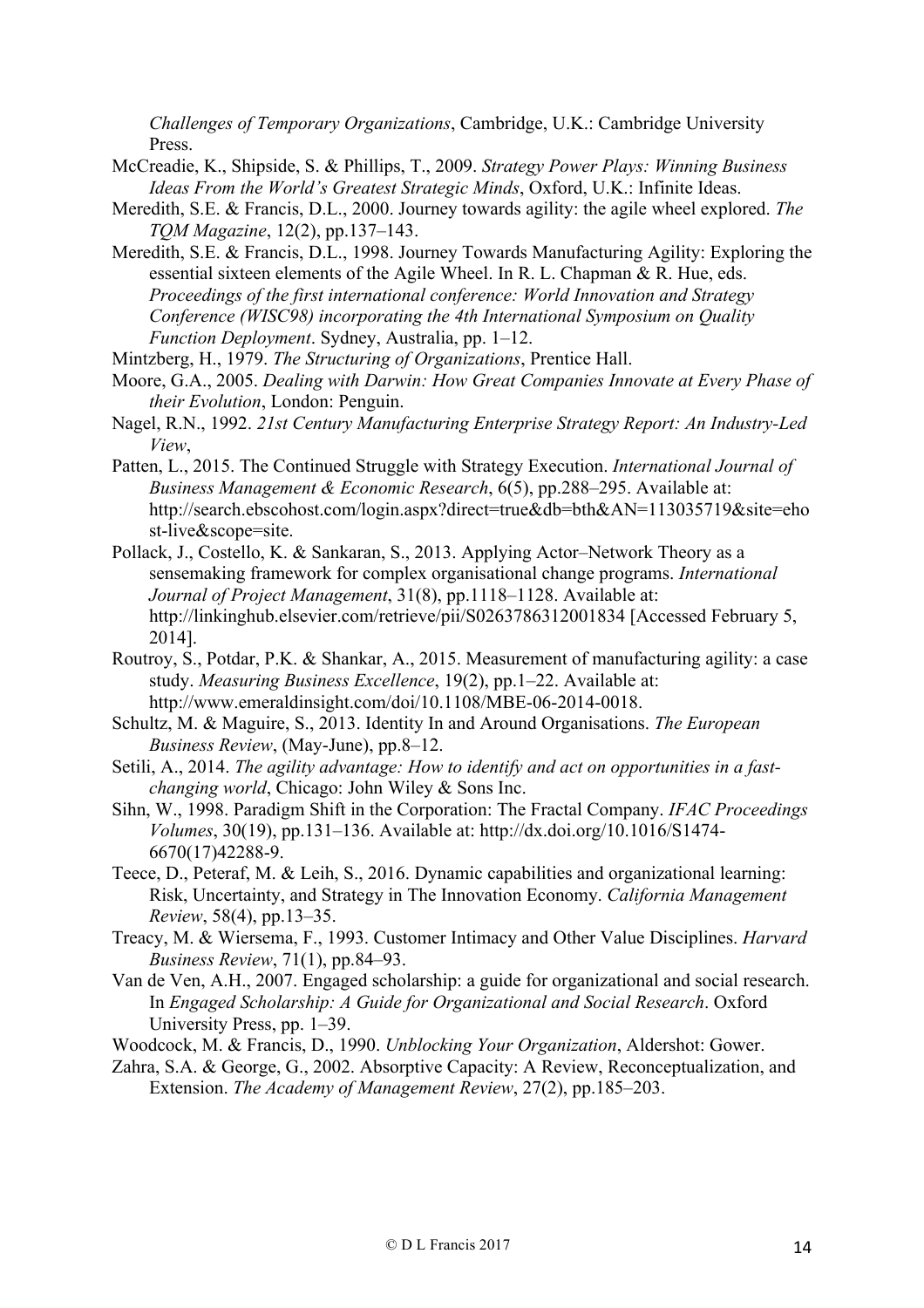*Challenges of Temporary Organizations*, Cambridge, U.K.: Cambridge University Press.

McCreadie, K., Shipside, S. & Phillips, T., 2009. *Strategy Power Plays: Winning Business Ideas From the World's Greatest Strategic Minds*, Oxford, U.K.: Infinite Ideas.

Meredith, S.E. & Francis, D.L., 2000. Journey towards agility: the agile wheel explored. *The TQM Magazine*, 12(2), pp.137–143.

Meredith, S.E. & Francis, D.L., 1998. Journey Towards Manufacturing Agility: Exploring the essential sixteen elements of the Agile Wheel. In R. L. Chapman & R. Hue, eds. *Proceedings of the first international conference: World Innovation and Strategy Conference (WISC98) incorporating the 4th International Symposium on Quality Function Deployment*. Sydney, Australia, pp. 1–12.

Mintzberg, H., 1979. *The Structuring of Organizations*, Prentice Hall.

Moore, G.A., 2005. *Dealing with Darwin: How Great Companies Innovate at Every Phase of their Evolution*, London: Penguin.

Nagel, R.N., 1992. *21st Century Manufacturing Enterprise Strategy Report: An Industry-Led View*,

Patten, L., 2015. The Continued Struggle with Strategy Execution. *International Journal of Business Management & Economic Research*, 6(5), pp.288–295. Available at: http://search.ebscohost.com/login.aspx?direct=true&db=bth&AN=113035719&site=ehost-live&scope=site.

Pollack, J., Costello, K. & Sankaran, S., 2013. Applying Actor–Network Theory as a sensemaking framework for complex organisational change programs. *International Journal of Project Management*, 31(8), pp.1118–1128. Available at: http://linkinghub.elsevier.com/retrieve/pii/S0263786312001834 [Accessed February 5, 2014].

Routroy, S., Potdar, P.K. & Shankar, A., 2015. Measurement of manufacturing agility: a case study. *Measuring Business Excellence*, 19(2), pp.1–22. Available at: http://www.emeraldinsight.com/doi/10.1108/MBE-06-2014-0018.

Schultz, M. & Maguire, S., 2013. Identity In and Around Organisations. *The European Business Review*, (May-June), pp.8–12.

Setili, A., 2014. *The agility advantage: How to identify and act on opportunities in a fast-changing world*, Chicago: John Wiley & Sons Inc.

Sihn, W., 1998. Paradigm Shift in the Corporation: The Fractal Company. *IFAC Proceedings Volumes*, 30(19), pp.131–136. Available at: http://dx.doi.org/10.1016/S1474-6670(17)42288-9.

Teece, D., Peteraf, M. & Leih, S., 2016. Dynamic capabilities and organizational learning: Risk, Uncertainty, and Strategy in The Innovation Economy. *California Management Review*, 58(4), pp.13–35.

Treacy, M. & Wiersema, F., 1993. Customer Intimacy and Other Value Disciplines. *Harvard Business Review*, 71(1), pp.84–93.

Van de Ven, A.H., 2007. Engaged scholarship: a guide for organizational and social research. In *Engaged Scholarship: A Guide for Organizational and Social Research*. Oxford University Press, pp. 1–39.

Woodcock, M. & Francis, D., 1990. *Unblocking Your Organization*, Aldershot: Gower.

Zahra, S.A. & George, G., 2002. Absorptive Capacity: A Review, Reconceptualization, and Extension. *The Academy of Management Review*, 27(2), pp.185–203.

© D L Francis 2017